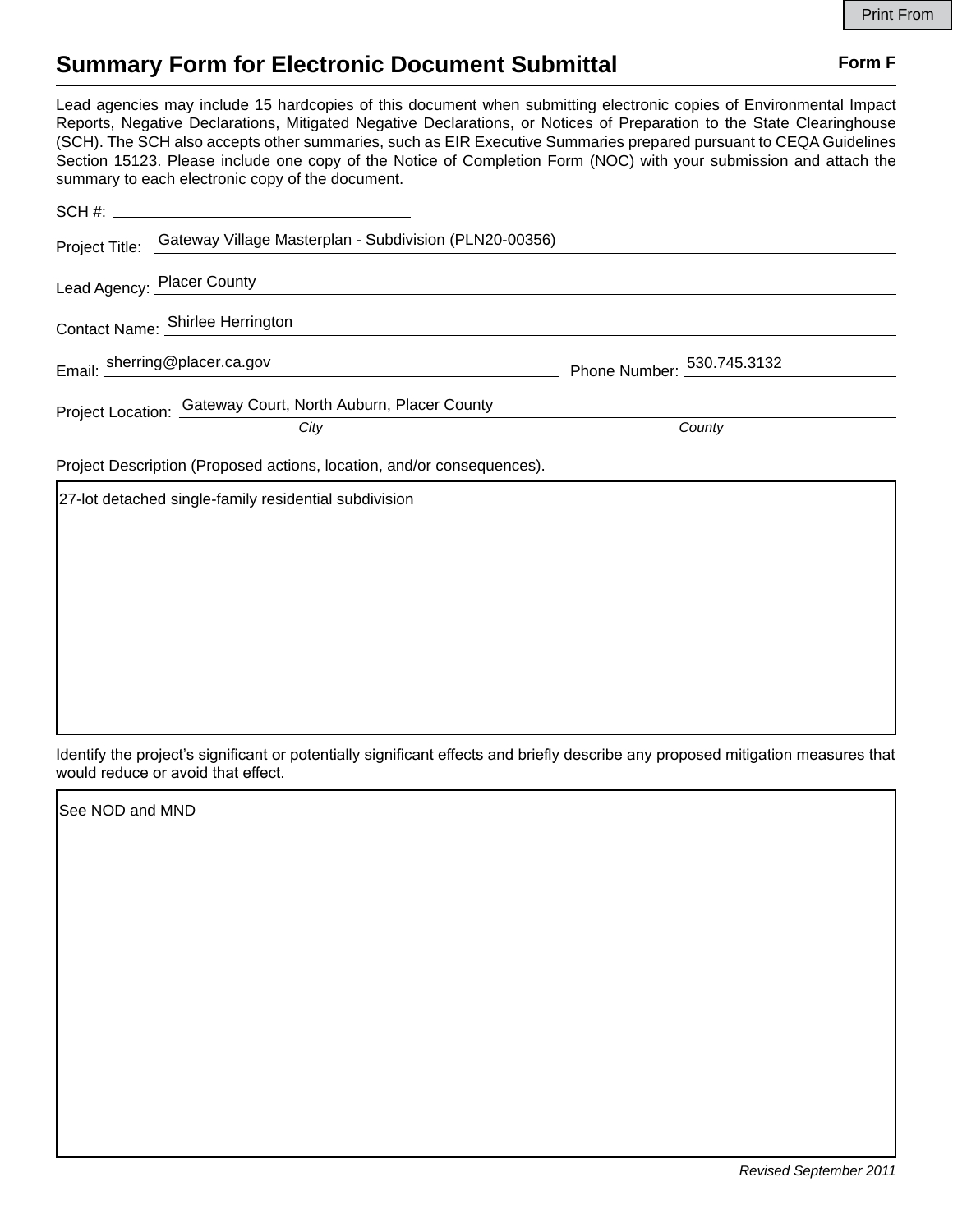Print From

# Summary Form for Electronic Document Submittal

**Form F**

Lead agencies may include 15 hardcopies of this document when submitting electronic copies of Environmental Impact Reports, Negative Declarations, Mitigated Negative Declarations, or Notices of Preparation to the State Clearinghouse (SCH). The SCH also accepts other summaries, such as EIR Executive Summaries prepared pursuant to CEQA Guidelines Section 15123. Please include one copy of the Notice of Completion Form (NOC) with your submission and attach the summary to each electronic copy of the document.

SCH #: 

Project Title: Gateway Village Masterplan - Subdivision (PLN20-00356)

Lead Agency: Placer County

Contact Name: Shirlee Herrington

Email: sherring@placer.ca.gov

Phone Number: 530.745.3132

Project Location: Gateway Court, North Auburn, Placer County

*City* *County*

Project Description (Proposed actions, location, and/or consequences).

27-lot detached single-family residential subdivision

Identify the project's significant or potentially significant effects and briefly describe any proposed mitigation measures that would reduce or avoid that effect.

See NOD and MND

*Revised September 2011*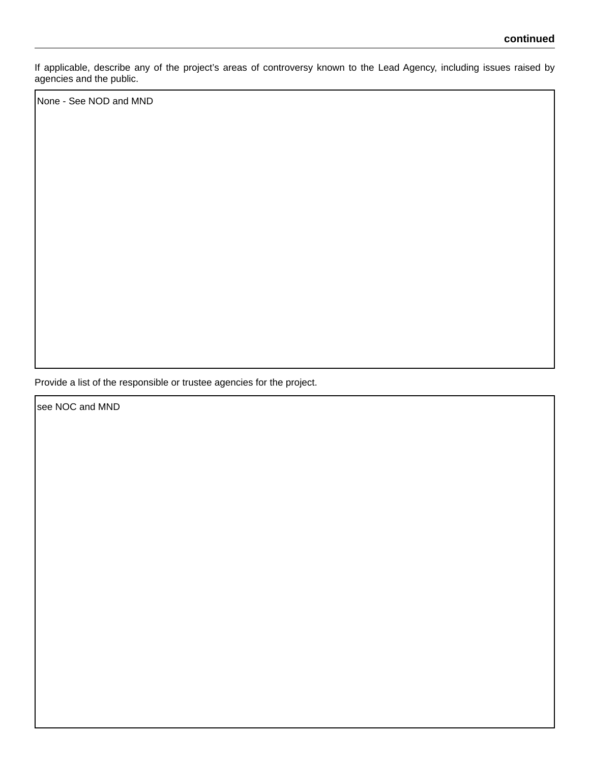**continued**

If applicable, describe any of the project's areas of controversy known to the Lead Agency, including issues raised by agencies and the public.

None - See NOD and MND

Provide a list of the responsible or trustee agencies for the project.

see NOC and MND